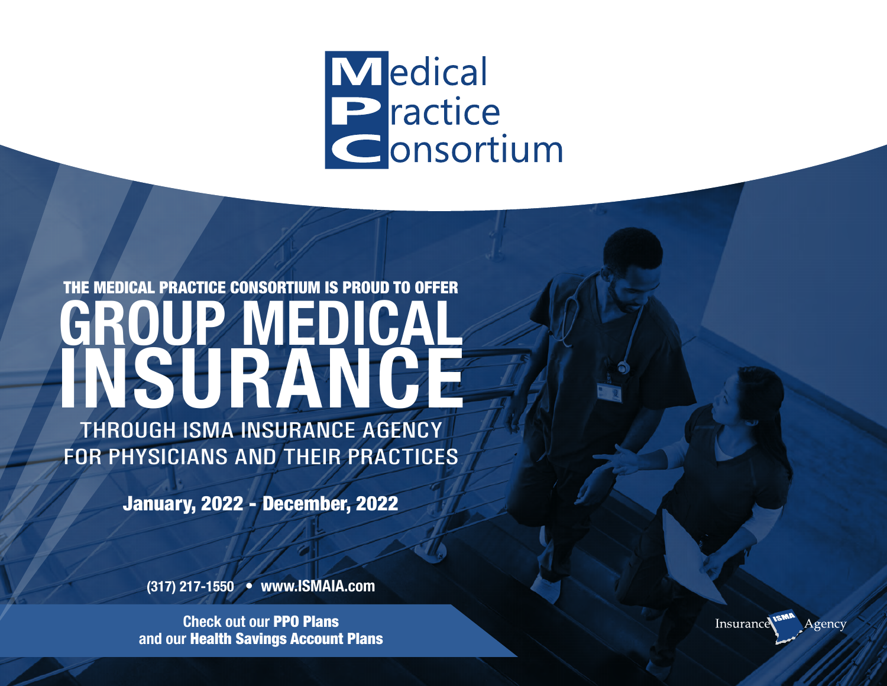# Medical Practice Consortium

THE MEDICAL PRACTICE CONSORTIUM IS PROUD TO OFFER

# GROUP MEDICAL INSURANCE

THROUGH ISMA INSURANCE AGENCY
FOR PHYSICIANS AND THEIR PRACTICES

**January, 2022 - December, 2022**

**(317) 217-1550 • www.ISMAIA.com**

Check out our **PPO Plans**
and our **Health Savings Account Plans**

Insurance ISMA Agency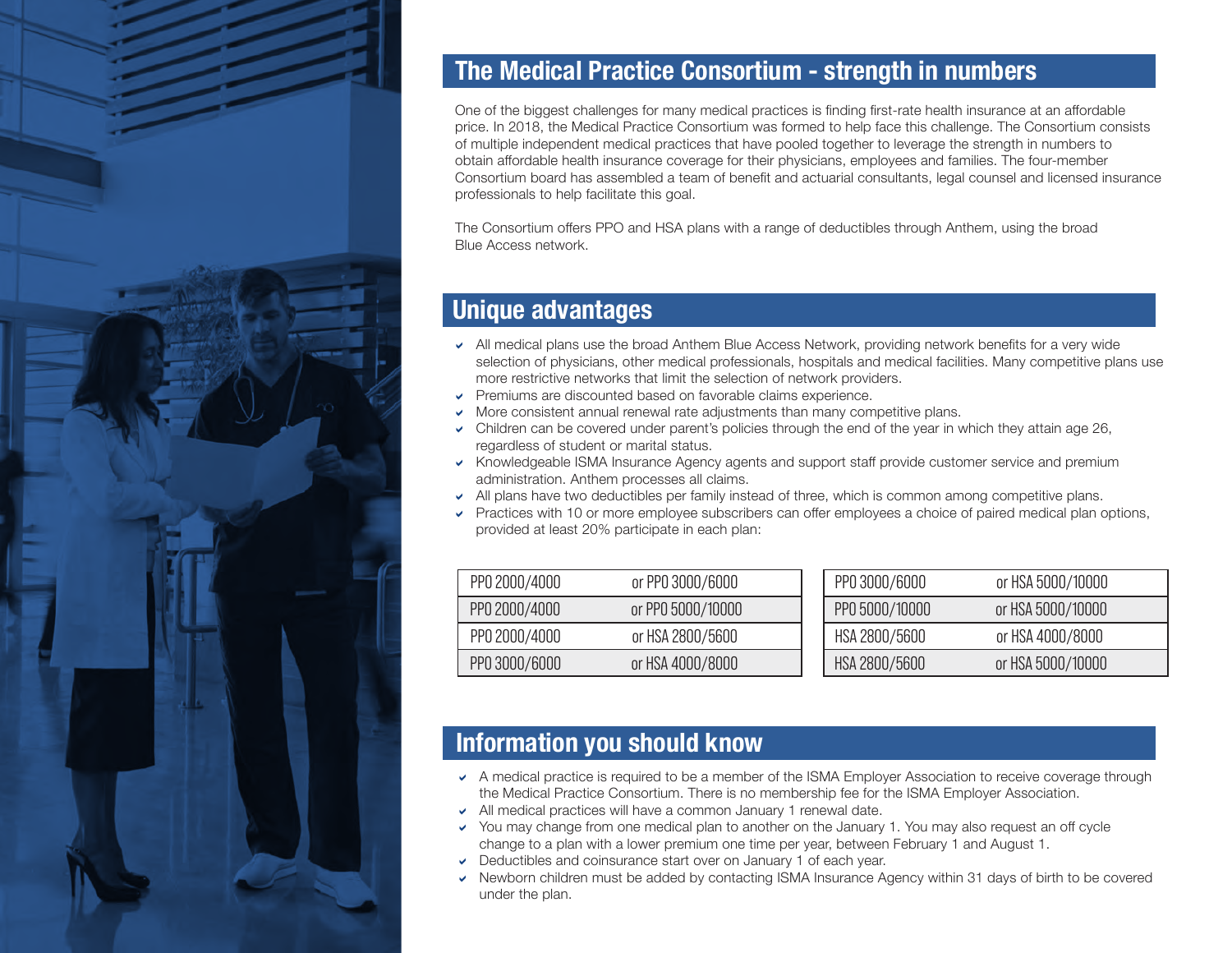## The Medical Practice Consortium - strength in numbers

One of the biggest challenges for many medical practices is finding first-rate health insurance at an affordable price. In 2018, the Medical Practice Consortium was formed to help face this challenge. The Consortium consists of multiple independent medical practices that have pooled together to leverage the strength in numbers to obtain affordable health insurance coverage for their physicians, employees and families. The four-member Consortium board has assembled a team of benefit and actuarial consultants, legal counsel and licensed insurance professionals to help facilitate this goal.

The Consortium offers PPO and HSA plans with a range of deductibles through Anthem, using the broad Blue Access network.

## Unique advantages

- All medical plans use the broad Anthem Blue Access Network, providing network benefits for a very wide selection of physicians, other medical professionals, hospitals and medical facilities. Many competitive plans use more restrictive networks that limit the selection of network providers.
- Premiums are discounted based on favorable claims experience.
- More consistent annual renewal rate adjustments than many competitive plans.
- Children can be covered under parent's policies through the end of the year in which they attain age 26, regardless of student or marital status.
- Knowledgeable ISMA Insurance Agency agents and support staff provide customer service and premium administration. Anthem processes all claims.
- All plans have two deductibles per family instead of three, which is common among competitive plans.
- Practices with 10 or more employee subscribers can offer employees a choice of paired medical plan options, provided at least 20% participate in each plan:

| | |
|---|---|
| PPO 2000/4000 | or PPO 3000/6000 |
| PPO 2000/4000 | or PPO 5000/10000 |
| PPO 2000/4000 | or HSA 2800/5600 |
| PPO 3000/6000 | or HSA 4000/8000 |
| PPO 3000/6000 | or HSA 5000/10000 |
| PPO 5000/10000 | or HSA 5000/10000 |
| HSA 2800/5600 | or HSA 4000/8000 |
| HSA 2800/5600 | or HSA 5000/10000 |

## Information you should know

- A medical practice is required to be a member of the ISMA Employer Association to receive coverage through the Medical Practice Consortium. There is no membership fee for the ISMA Employer Association.
- All medical practices will have a common January 1 renewal date.
- You may change from one medical plan to another on the January 1. You may also request an off cycle change to a plan with a lower premium one time per year, between February 1 and August 1.
- Deductibles and coinsurance start over on January 1 of each year.
- Newborn children must be added by contacting ISMA Insurance Agency within 31 days of birth to be covered under the plan.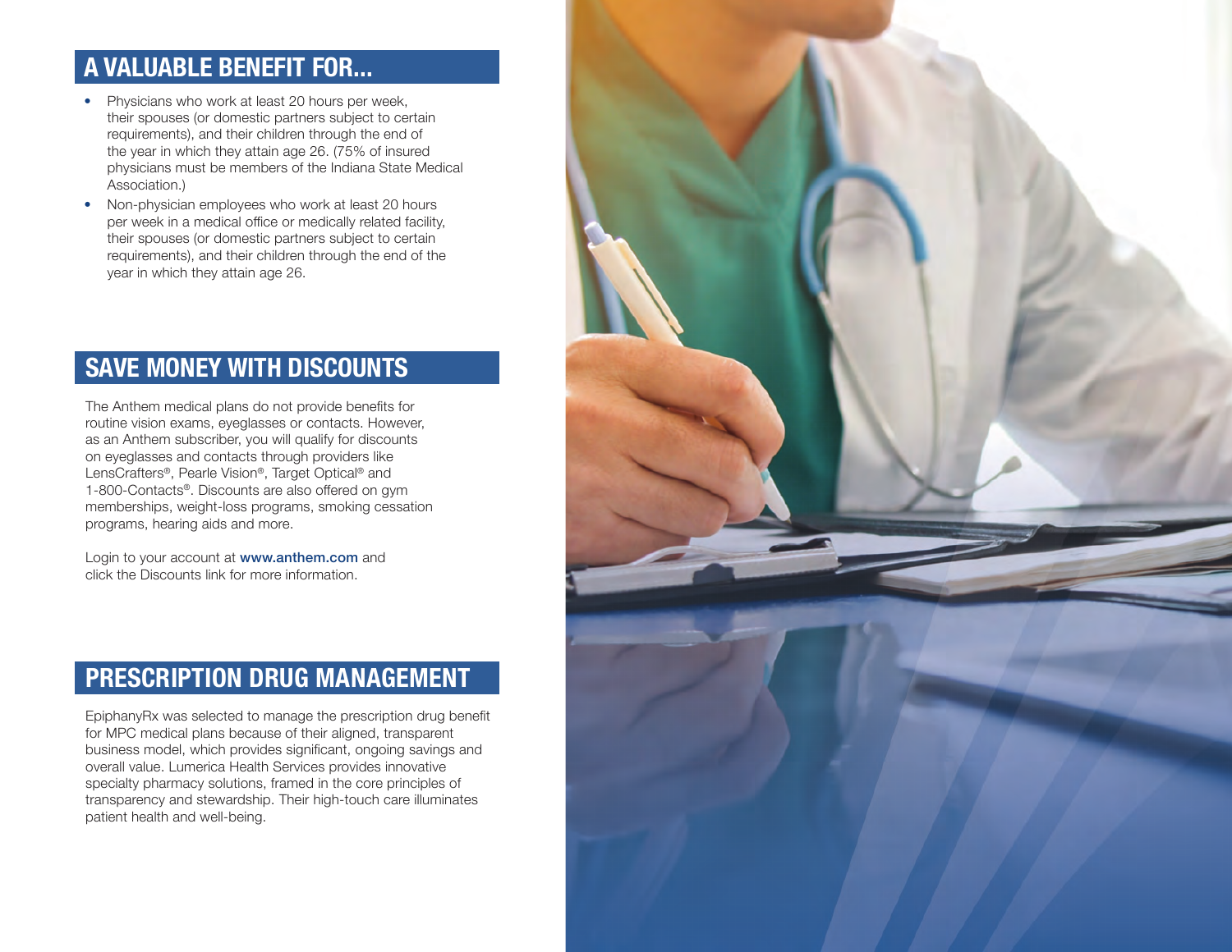## A VALUABLE BENEFIT FOR...

- Physicians who work at least 20 hours per week, their spouses (or domestic partners subject to certain requirements), and their children through the end of the year in which they attain age 26. (75% of insured physicians must be members of the Indiana State Medical Association.)
- Non-physician employees who work at least 20 hours per week in a medical office or medically related facility, their spouses (or domestic partners subject to certain requirements), and their children through the end of the year in which they attain age 26.

## SAVE MONEY WITH DISCOUNTS

The Anthem medical plans do not provide benefits for routine vision exams, eyeglasses or contacts. However, as an Anthem subscriber, you will qualify for discounts on eyeglasses and contacts through providers like LensCrafters®, Pearle Vision®, Target Optical® and 1-800-Contacts®. Discounts are also offered on gym memberships, weight-loss programs, smoking cessation programs, hearing aids and more.

Login to your account at **www.anthem.com** and click the Discounts link for more information.

## PRESCRIPTION DRUG MANAGEMENT

EpiphanyRx was selected to manage the prescription drug benefit for MPC medical plans because of their aligned, transparent business model, which provides significant, ongoing savings and overall value. Lumerica Health Services provides innovative specialty pharmacy solutions, framed in the core principles of transparency and stewardship. Their high-touch care illuminates patient health and well-being.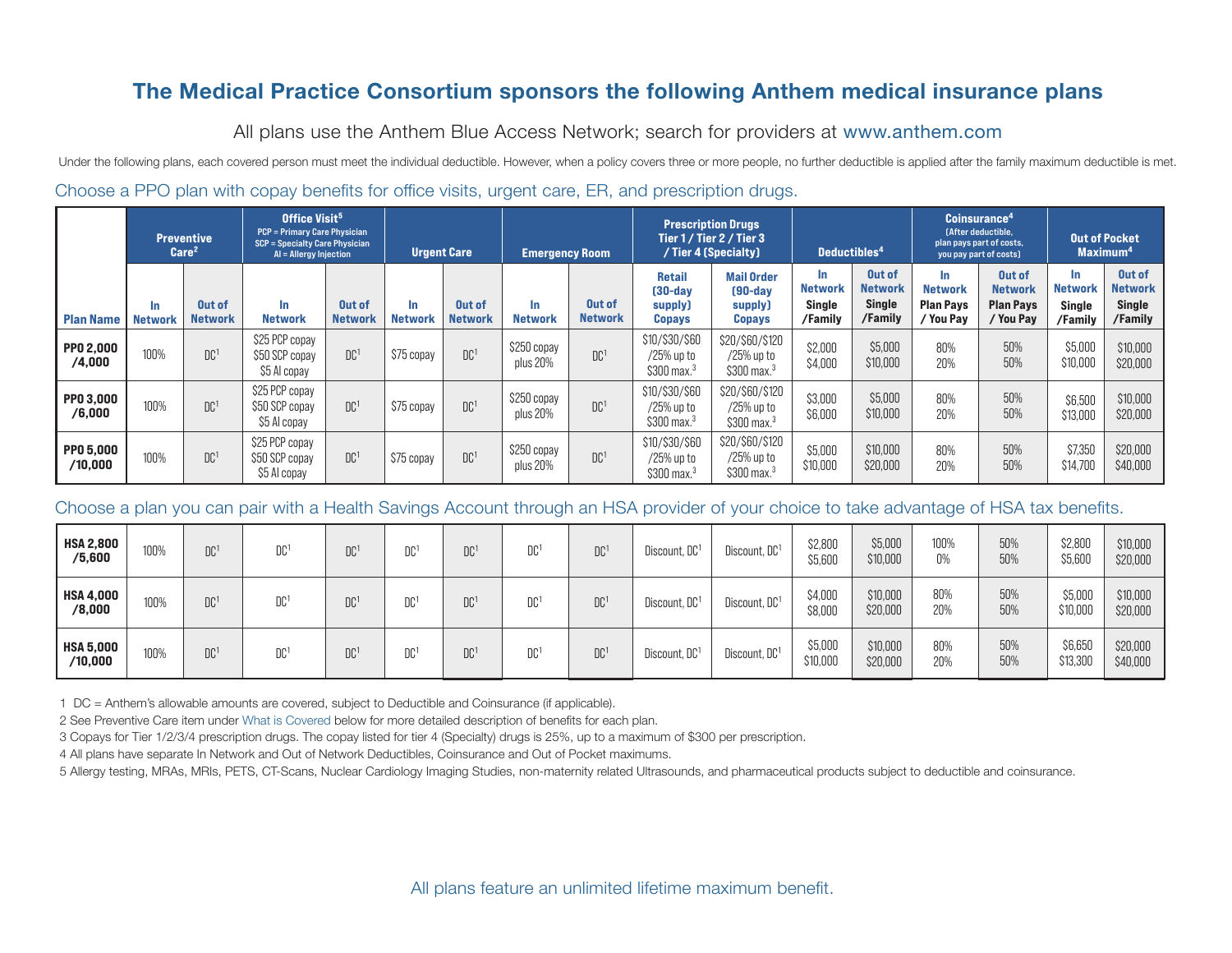# The Medical Practice Consortium sponsors the following Anthem medical insurance plans

All plans use the Anthem Blue Access Network; search for providers at www.anthem.com

Under the following plans, each covered person must meet the individual deductible. However, when a policy covers three or more people, no further deductible is applied after the family maximum deductible is met.

## Choose a PPO plan with copay benefits for office visits, urgent care, ER, and prescription drugs.

| | Preventive Care[2] | | Office Visit[5] PCP = Primary Care Physician SCP = Specialty Care Physician AI = Allergy Injection | | Urgent Care | | Emergency Room | | Prescription Drugs Tier 1 / Tier 2 / Tier 3 / Tier 4 (Specialty) | | Deductibles[4] | | Coinsurance[4] (After deductible, plan pays part of costs, you pay part of costs) | | Out of Pocket Maximum[4] | |
|---|---|---|---|---|---|---|---|---|---|---|---|---|---|---|---|---|
| **Plan Name** | **In Network** | **Out of Network** | **In Network** | **Out of Network** | **In Network** | **Out of Network** | **In Network** | **Out of Network** | **Retail (30-day supply) Copays** | **Mail Order (90-day supply) Copays** | **In Network Single /Family** | **Out of Network Single /Family** | **In Network Plan Pays / You Pay** | **Out of Network Plan Pays / You Pay** | **In Network Single /Family** | **Out of Network Single /Family** |
| **PPO 2,000 /4,000** | 100% | DC[1] | $25 PCP copay $50 SCP copay $5 AI copay | DC[1] | $75 copay | DC[1] | $250 copay plus 20% | DC[1] | $10/$30/$60 /25% up to $300 max.[3] | $20/$60/$120 /25% up to $300 max.[3] | $2,000 $4,000 | $5,000 $10,000 | 80% 20% | 50% 50% | $5,000 $10,000 | $10,000 $20,000 |
| **PPO 3,000 /6,000** | 100% | DC[1] | $25 PCP copay $50 SCP copay $5 AI copay | DC[1] | $75 copay | DC[1] | $250 copay plus 20% | DC[1] | $10/$30/$60 /25% up to $300 max.[3] | $20/$60/$120 /25% up to $300 max.[3] | $3,000 $6,000 | $5,000 $10,000 | 80% 20% | 50% 50% | $6,500 $13,000 | $10,000 $20,000 |
| **PPO 5,000 /10,000** | 100% | DC[1] | $25 PCP copay $50 SCP copay $5 AI copay | DC[1] | $75 copay | DC[1] | $250 copay plus 20% | DC[1] | $10/$30/$60 /25% up to $300 max.[3] | $20/$60/$120 /25% up to $300 max.[3] | $5,000 $10,000 | $10,000 $20,000 | 80% 20% | 50% 50% | $7,350 $14,700 | $20,000 $40,000 |

## Choose a plan you can pair with a Health Savings Account through an HSA provider of your choice to take advantage of HSA tax benefits.

| Plan Name | Preventive Care In Network | Preventive Care Out of Network | Office Visit In Network | Office Visit Out of Network | Urgent Care In Network | Urgent Care Out of Network | Emergency Room In Network | Emergency Room Out of Network | Retail Copays | Mail Order Copays | Deductibles In Network | Deductibles Out of Network | Coinsurance In Network | Coinsurance Out of Network | Out of Pocket In Network | Out of Pocket Out of Network |
|---|---|---|---|---|---|---|---|---|---|---|---|---|---|---|---|---|
| **HSA 2,800 /5,600** | 100% | DC[1] | DC[1] | DC[1] | DC[1] | DC[1] | DC[1] | DC[1] | Discount, DC[1] | Discount, DC[1] | $2,800 $5,600 | $5,000 $10,000 | 100% 0% | 50% 50% | $2,800 $5,600 | $10,000 $20,000 |
| **HSA 4,000 /8,000** | 100% | DC[1] | DC[1] | DC[1] | DC[1] | DC[1] | DC[1] | DC[1] | Discount, DC[1] | Discount, DC[1] | $4,000 $8,000 | $10,000 $20,000 | 80% 20% | 50% 50% | $5,000 $10,000 | $10,000 $20,000 |
| **HSA 5,000 /10,000** | 100% | DC[1] | DC[1] | DC[1] | DC[1] | DC[1] | DC[1] | DC[1] | Discount, DC[1] | Discount, DC[1] | $5,000 $10,000 | $10,000 $20,000 | 80% 20% | 50% 50% | $6,650 $13,300 | $20,000 $40,000 |

1 DC = Anthem's allowable amounts are covered, subject to Deductible and Coinsurance (if applicable).

2 See Preventive Care item under What is Covered below for more detailed description of benefits for each plan.

3 Copays for Tier 1/2/3/4 prescription drugs. The copay listed for tier 4 (Specialty) drugs is 25%, up to a maximum of $300 per prescription.

4 All plans have separate In Network and Out of Network Deductibles, Coinsurance and Out of Pocket maximums.

5 Allergy testing, MRAs, MRIs, PETS, CT-Scans, Nuclear Cardiology Imaging Studies, non-maternity related Ultrasounds, and pharmaceutical products subject to deductible and coinsurance.

All plans feature an unlimited lifetime maximum benefit.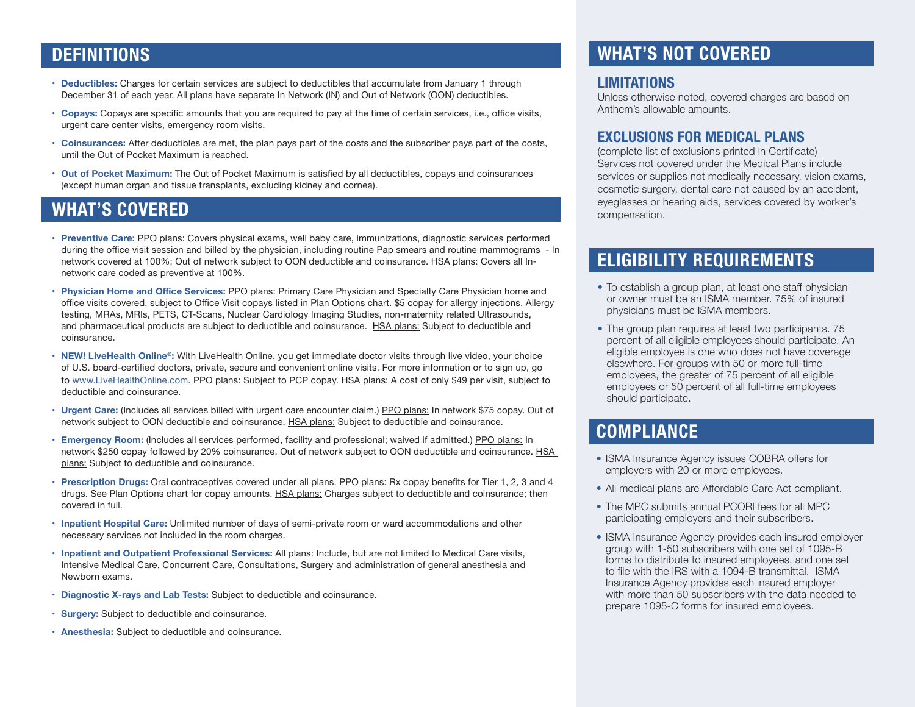## DEFINITIONS

- **Deductibles:** Charges for certain services are subject to deductibles that accumulate from January 1 through December 31 of each year. All plans have separate In Network (IN) and Out of Network (OON) deductibles.
- **Copays:** Copays are specific amounts that you are required to pay at the time of certain services, i.e., office visits, urgent care center visits, emergency room visits.
- **Coinsurances:** After deductibles are met, the plan pays part of the costs and the subscriber pays part of the costs, until the Out of Pocket Maximum is reached.
- **Out of Pocket Maximum:** The Out of Pocket Maximum is satisfied by all deductibles, copays and coinsurances (except human organ and tissue transplants, excluding kidney and cornea).

## WHAT'S COVERED

- **Preventive Care:** PPO plans: Covers physical exams, well baby care, immunizations, diagnostic services performed during the office visit session and billed by the physician, including routine Pap smears and routine mammograms - In network covered at 100%; Out of network subject to OON deductible and coinsurance. HSA plans: Covers all In-network care coded as preventive at 100%.
- **Physician Home and Office Services:** PPO plans: Primary Care Physician and Specialty Care Physician home and office visits covered, subject to Office Visit copays listed in Plan Options chart. $5 copay for allergy injections. Allergy testing, MRAs, MRIs, PETS, CT-Scans, Nuclear Cardiology Imaging Studies, non-maternity related Ultrasounds, and pharmaceutical products are subject to deductible and coinsurance. HSA plans: Subject to deductible and coinsurance.
- **NEW! LiveHealth Online®:** With LiveHealth Online, you get immediate doctor visits through live video, your choice of U.S. board-certified doctors, private, secure and convenient online visits. For more information or to sign up, go to www.LiveHealthOnline.com. PPO plans: Subject to PCP copay. HSA plans: A cost of only $49 per visit, subject to deductible and coinsurance.
- **Urgent Care:** (Includes all services billed with urgent care encounter claim.) PPO plans: In network $75 copay. Out of network subject to OON deductible and coinsurance. HSA plans: Subject to deductible and coinsurance.
- **Emergency Room:** (Includes all services performed, facility and professional; waived if admitted.) PPO plans: In network $250 copay followed by 20% coinsurance. Out of network subject to OON deductible and coinsurance. HSA plans: Subject to deductible and coinsurance.
- **Prescription Drugs:** Oral contraceptives covered under all plans. PPO plans: Rx copay benefits for Tier 1, 2, 3 and 4 drugs. See Plan Options chart for copay amounts. HSA plans: Charges subject to deductible and coinsurance; then covered in full.
- **Inpatient Hospital Care:** Unlimited number of days of semi-private room or ward accommodations and other necessary services not included in the room charges.
- **Inpatient and Outpatient Professional Services:** All plans: Include, but are not limited to Medical Care visits, Intensive Medical Care, Concurrent Care, Consultations, Surgery and administration of general anesthesia and Newborn exams.
- **Diagnostic X-rays and Lab Tests:** Subject to deductible and coinsurance.
- **Surgery:** Subject to deductible and coinsurance.
- **Anesthesia:** Subject to deductible and coinsurance.

## WHAT'S NOT COVERED

### LIMITATIONS

Unless otherwise noted, covered charges are based on Anthem's allowable amounts.

### EXCLUSIONS FOR MEDICAL PLANS

(complete list of exclusions printed in Certificate)
Services not covered under the Medical Plans include services or supplies not medically necessary, vision exams, cosmetic surgery, dental care not caused by an accident, eyeglasses or hearing aids, services covered by worker's compensation.

## ELIGIBILITY REQUIREMENTS

- To establish a group plan, at least one staff physician or owner must be an ISMA member. 75% of insured physicians must be ISMA members.
- The group plan requires at least two participants. 75 percent of all eligible employees should participate. An eligible employee is one who does not have coverage elsewhere. For groups with 50 or more full-time employees, the greater of 75 percent of all eligible employees or 50 percent of all full-time employees should participate.

## COMPLIANCE

- ISMA Insurance Agency issues COBRA offers for employers with 20 or more employees.
- All medical plans are Affordable Care Act compliant.
- The MPC submits annual PCORI fees for all MPC participating employers and their subscribers.
- ISMA Insurance Agency provides each insured employer group with 1-50 subscribers with one set of 1095-B forms to distribute to insured employees, and one set to file with the IRS with a 1094-B transmittal. ISMA Insurance Agency provides each insured employer with more than 50 subscribers with the data needed to prepare 1095-C forms for insured employees.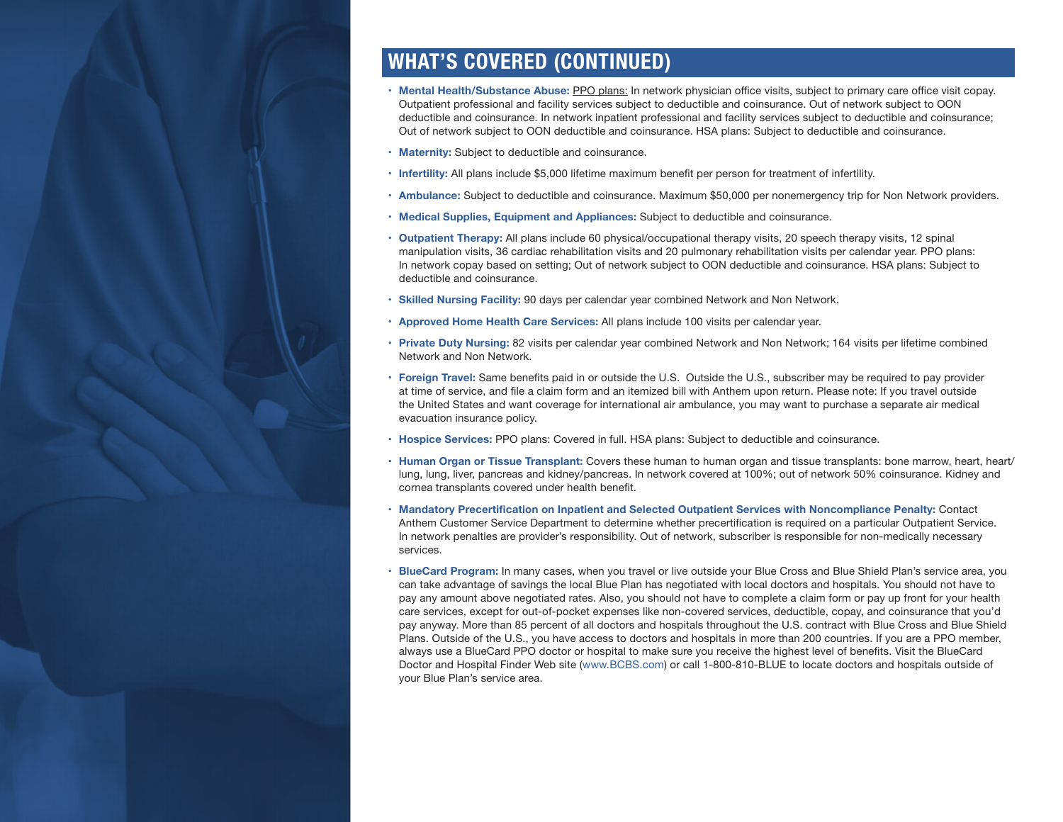## WHAT'S COVERED (CONTINUED)

- **Mental Health/Substance Abuse:** PPO plans: In network physician office visits, subject to primary care office visit copay. Outpatient professional and facility services subject to deductible and coinsurance. Out of network subject to OON deductible and coinsurance. In network inpatient professional and facility services subject to deductible and coinsurance; Out of network subject to OON deductible and coinsurance. HSA plans: Subject to deductible and coinsurance.
- **Maternity:** Subject to deductible and coinsurance.
- **Infertility:** All plans include $5,000 lifetime maximum benefit per person for treatment of infertility.
- **Ambulance:** Subject to deductible and coinsurance. Maximum $50,000 per nonemergency trip for Non Network providers.
- **Medical Supplies, Equipment and Appliances:** Subject to deductible and coinsurance.
- **Outpatient Therapy:** All plans include 60 physical/occupational therapy visits, 20 speech therapy visits, 12 spinal manipulation visits, 36 cardiac rehabilitation visits and 20 pulmonary rehabilitation visits per calendar year. PPO plans: In network copay based on setting; Out of network subject to OON deductible and coinsurance. HSA plans: Subject to deductible and coinsurance.
- **Skilled Nursing Facility:** 90 days per calendar year combined Network and Non Network.
- **Approved Home Health Care Services:** All plans include 100 visits per calendar year.
- **Private Duty Nursing:** 82 visits per calendar year combined Network and Non Network; 164 visits per lifetime combined Network and Non Network.
- **Foreign Travel:** Same benefits paid in or outside the U.S. Outside the U.S., subscriber may be required to pay provider at time of service, and file a claim form and an itemized bill with Anthem upon return. Please note: If you travel outside the United States and want coverage for international air ambulance, you may want to purchase a separate air medical evacuation insurance policy.
- **Hospice Services:** PPO plans: Covered in full. HSA plans: Subject to deductible and coinsurance.
- **Human Organ or Tissue Transplant:** Covers these human to human organ and tissue transplants: bone marrow, heart, heart/lung, lung, liver, pancreas and kidney/pancreas. In network covered at 100%; out of network 50% coinsurance. Kidney and cornea transplants covered under health benefit.
- **Mandatory Precertification on Inpatient and Selected Outpatient Services with Noncompliance Penalty:** Contact Anthem Customer Service Department to determine whether precertification is required on a particular Outpatient Service. In network penalties are provider's responsibility. Out of network, subscriber is responsible for non-medically necessary services.
- **BlueCard Program:** In many cases, when you travel or live outside your Blue Cross and Blue Shield Plan's service area, you can take advantage of savings the local Blue Plan has negotiated with local doctors and hospitals. You should not have to pay any amount above negotiated rates. Also, you should not have to complete a claim form or pay up front for your health care services, except for out-of-pocket expenses like non-covered services, deductible, copay, and coinsurance that you'd pay anyway. More than 85 percent of all doctors and hospitals throughout the U.S. contract with Blue Cross and Blue Shield Plans. Outside of the U.S., you have access to doctors and hospitals in more than 200 countries. If you are a PPO member, always use a BlueCard PPO doctor or hospital to make sure you receive the highest level of benefits. Visit the BlueCard Doctor and Hospital Finder Web site (www.BCBS.com) or call 1-800-810-BLUE to locate doctors and hospitals outside of your Blue Plan's service area.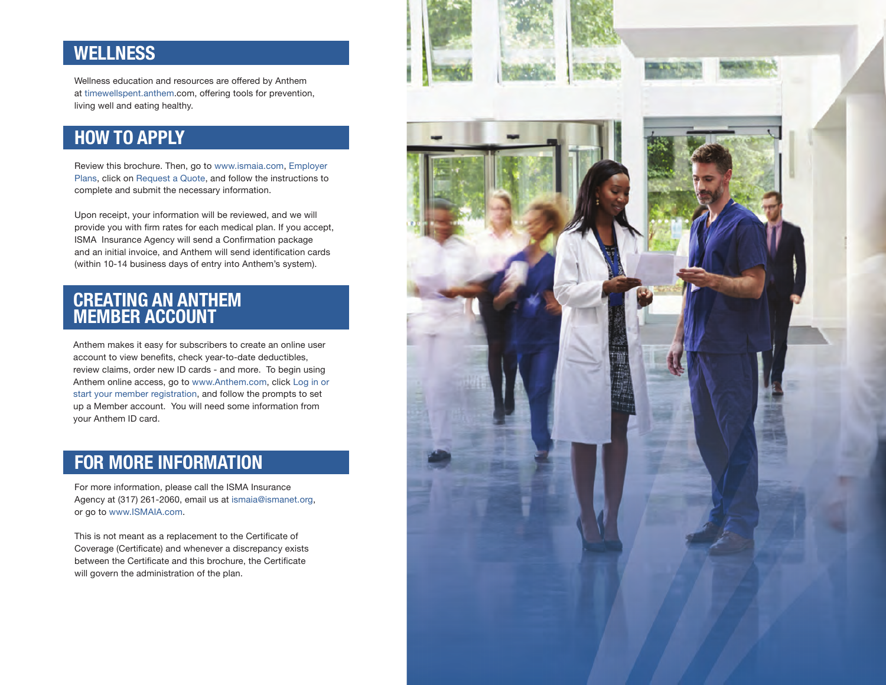## WELLNESS

Wellness education and resources are offered by Anthem at timewellspent.anthem.com, offering tools for prevention, living well and eating healthy.

## HOW TO APPLY

Review this brochure. Then, go to www.ismaia.com, Employer Plans, click on Request a Quote, and follow the instructions to complete and submit the necessary information.

Upon receipt, your information will be reviewed, and we will provide you with firm rates for each medical plan. If you accept, ISMA Insurance Agency will send a Confirmation package and an initial invoice, and Anthem will send identification cards (within 10-14 business days of entry into Anthem's system).

## CREATING AN ANTHEM MEMBER ACCOUNT

Anthem makes it easy for subscribers to create an online user account to view benefits, check year-to-date deductibles, review claims, order new ID cards - and more. To begin using Anthem online access, go to www.Anthem.com, click Log in or start your member registration, and follow the prompts to set up a Member account. You will need some information from your Anthem ID card.

## FOR MORE INFORMATION

For more information, please call the ISMA Insurance Agency at (317) 261-2060, email us at ismaia@ismanet.org, or go to www.ISMAIA.com.

This is not meant as a replacement to the Certificate of Coverage (Certificate) and whenever a discrepancy exists between the Certificate and this brochure, the Certificate will govern the administration of the plan.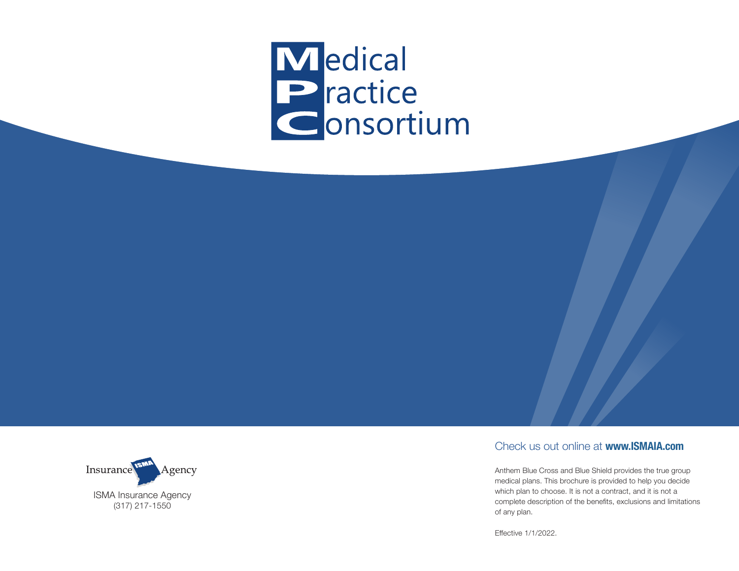# Medical Practice Consortium

Insurance ISMA Agency

ISMA Insurance Agency
(317) 217-1550

Check us out online at **www.ISMAIA.com**

Anthem Blue Cross and Blue Shield provides the true group medical plans. This brochure is provided to help you decide which plan to choose. It is not a contract, and it is not a complete description of the benefits, exclusions and limitations of any plan.

Effective 1/1/2022.